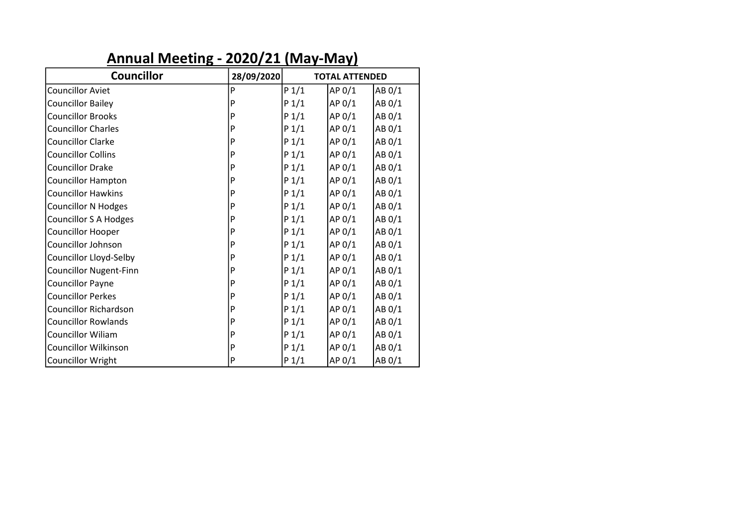## Annual Meeting - 2020/21 (May-May)

| Councillor | 28/09/2020 | TOTAL ATTENDED | | |
|---|---|---|---|---|
| Councillor Aviet | P | P 1/1 | AP 0/1 | AB 0/1 |
| Councillor Bailey | P | P 1/1 | AP 0/1 | AB 0/1 |
| Councillor Brooks | P | P 1/1 | AP 0/1 | AB 0/1 |
| Councillor Charles | P | P 1/1 | AP 0/1 | AB 0/1 |
| Councillor Clarke | P | P 1/1 | AP 0/1 | AB 0/1 |
| Councillor Collins | P | P 1/1 | AP 0/1 | AB 0/1 |
| Councillor Drake | P | P 1/1 | AP 0/1 | AB 0/1 |
| Councillor Hampton | P | P 1/1 | AP 0/1 | AB 0/1 |
| Councillor Hawkins | P | P 1/1 | AP 0/1 | AB 0/1 |
| Councillor N Hodges | P | P 1/1 | AP 0/1 | AB 0/1 |
| Councillor S A Hodges | P | P 1/1 | AP 0/1 | AB 0/1 |
| Councillor Hooper | P | P 1/1 | AP 0/1 | AB 0/1 |
| Councillor Johnson | P | P 1/1 | AP 0/1 | AB 0/1 |
| Councillor Lloyd-Selby | P | P 1/1 | AP 0/1 | AB 0/1 |
| Councillor Nugent-Finn | P | P 1/1 | AP 0/1 | AB 0/1 |
| Councillor Payne | P | P 1/1 | AP 0/1 | AB 0/1 |
| Councillor Perkes | P | P 1/1 | AP 0/1 | AB 0/1 |
| Councillor Richardson | P | P 1/1 | AP 0/1 | AB 0/1 |
| Councillor Rowlands | P | P 1/1 | AP 0/1 | AB 0/1 |
| Councillor Wiliam | P | P 1/1 | AP 0/1 | AB 0/1 |
| Councillor Wilkinson | P | P 1/1 | AP 0/1 | AB 0/1 |
| Councillor Wright | P | P 1/1 | AP 0/1 | AB 0/1 |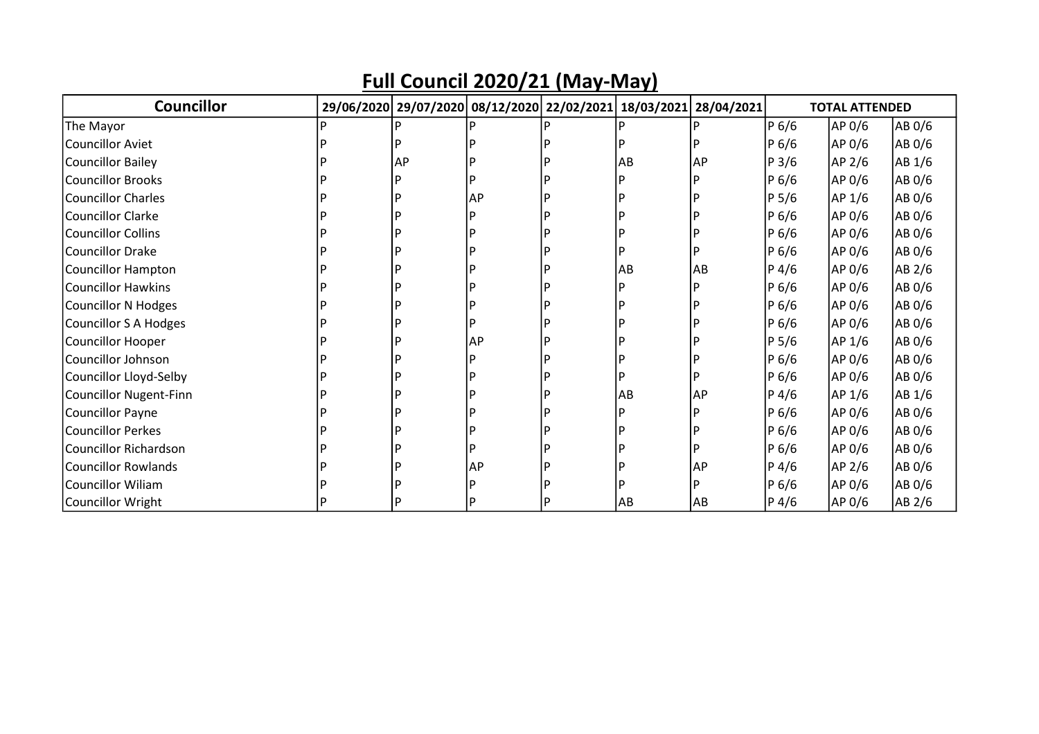# Full Council 2020/21 (May-May)

| Councillor | 29/06/2020 | 29/07/2020 | 08/12/2020 | 22/02/2021 | 18/03/2021 | 28/04/2021 | TOTAL ATTENDED | | |
|---|---|---|---|---|---|---|---|---|---|
| The Mayor | P | P | P | P | P | P | P 6/6 | AP 0/6 | AB 0/6 |
| Councillor Aviet | P | P | P | P | P | P | P 6/6 | AP 0/6 | AB 0/6 |
| Councillor Bailey | P | AP | P | P | AB | AP | P 3/6 | AP 2/6 | AB 1/6 |
| Councillor Brooks | P | P | P | P | P | P | P 6/6 | AP 0/6 | AB 0/6 |
| Councillor Charles | P | P | AP | P | P | P | P 5/6 | AP 1/6 | AB 0/6 |
| Councillor Clarke | P | P | P | P | P | P | P 6/6 | AP 0/6 | AB 0/6 |
| Councillor Collins | P | P | P | P | P | P | P 6/6 | AP 0/6 | AB 0/6 |
| Councillor Drake | P | P | P | P | P | P | P 6/6 | AP 0/6 | AB 0/6 |
| Councillor Hampton | P | P | P | P | AB | AB | P 4/6 | AP 0/6 | AB 2/6 |
| Councillor Hawkins | P | P | P | P | P | P | P 6/6 | AP 0/6 | AB 0/6 |
| Councillor N Hodges | P | P | P | P | P | P | P 6/6 | AP 0/6 | AB 0/6 |
| Councillor S A Hodges | P | P | P | P | P | P | P 6/6 | AP 0/6 | AB 0/6 |
| Councillor Hooper | P | P | AP | P | P | P | P 5/6 | AP 1/6 | AB 0/6 |
| Councillor Johnson | P | P | P | P | P | P | P 6/6 | AP 0/6 | AB 0/6 |
| Councillor Lloyd-Selby | P | P | P | P | P | P | P 6/6 | AP 0/6 | AB 0/6 |
| Councillor Nugent-Finn | P | P | P | P | AB | AP | P 4/6 | AP 1/6 | AB 1/6 |
| Councillor Payne | P | P | P | P | P | P | P 6/6 | AP 0/6 | AB 0/6 |
| Councillor Perkes | P | P | P | P | P | P | P 6/6 | AP 0/6 | AB 0/6 |
| Councillor Richardson | P | P | P | P | P | P | P 6/6 | AP 0/6 | AB 0/6 |
| Councillor Rowlands | P | P | AP | P | P | AP | P 4/6 | AP 2/6 | AB 0/6 |
| Councillor Wiliam | P | P | P | P | P | P | P 6/6 | AP 0/6 | AB 0/6 |
| Councillor Wright | P | P | P | P | AB | AB | P 4/6 | AP 0/6 | AB 2/6 |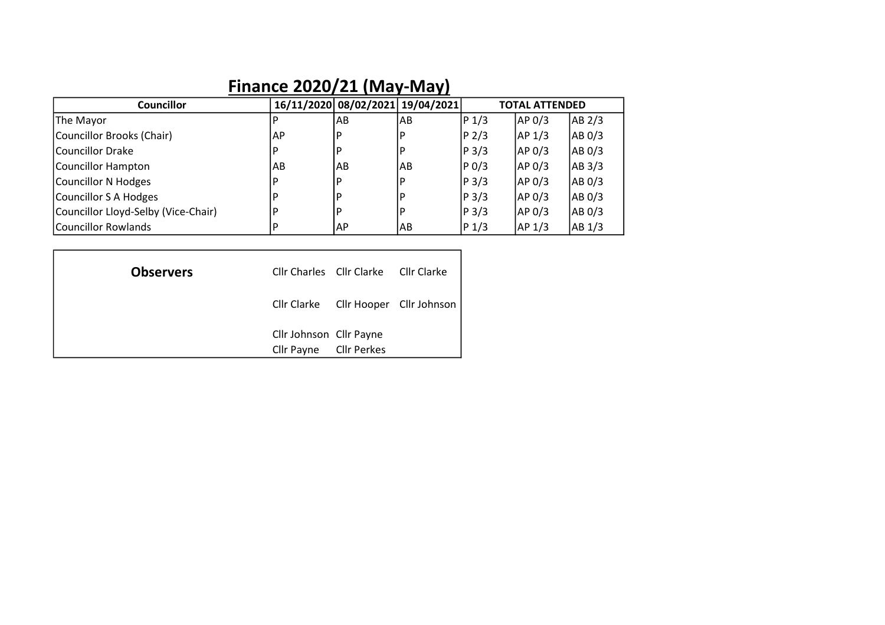# Finance 2020/21 (May-May)

| Councillor | 16/11/2020 | 08/02/2021 | 19/04/2021 | TOTAL ATTENDED | | |
|---|---|---|---|---|---|---|
| The Mayor | P | AB | AB | P 1/3 | AP 0/3 | AB 2/3 |
| Councillor Brooks (Chair) | AP | P | P | P 2/3 | AP 1/3 | AB 0/3 |
| Councillor Drake | P | P | P | P 3/3 | AP 0/3 | AB 0/3 |
| Councillor Hampton | AB | AB | AB | P 0/3 | AP 0/3 | AB 3/3 |
| Councillor N Hodges | P | P | P | P 3/3 | AP 0/3 | AB 0/3 |
| Councillor S A Hodges | P | P | P | P 3/3 | AP 0/3 | AB 0/3 |
| Councillor Lloyd-Selby (Vice-Chair) | P | P | P | P 3/3 | AP 0/3 | AB 0/3 |
| Councillor Rowlands | P | AP | AB | P 1/3 | AP 1/3 | AB 1/3 |

| Observers | | | |
|---|---|---|---|
| | Cllr Charles | Cllr Clarke | Cllr Clarke |
| | Cllr Clarke | Cllr Hooper | Cllr Johnson |
| | Cllr Johnson | Cllr Payne | |
| | Cllr Payne | Cllr Perkes | |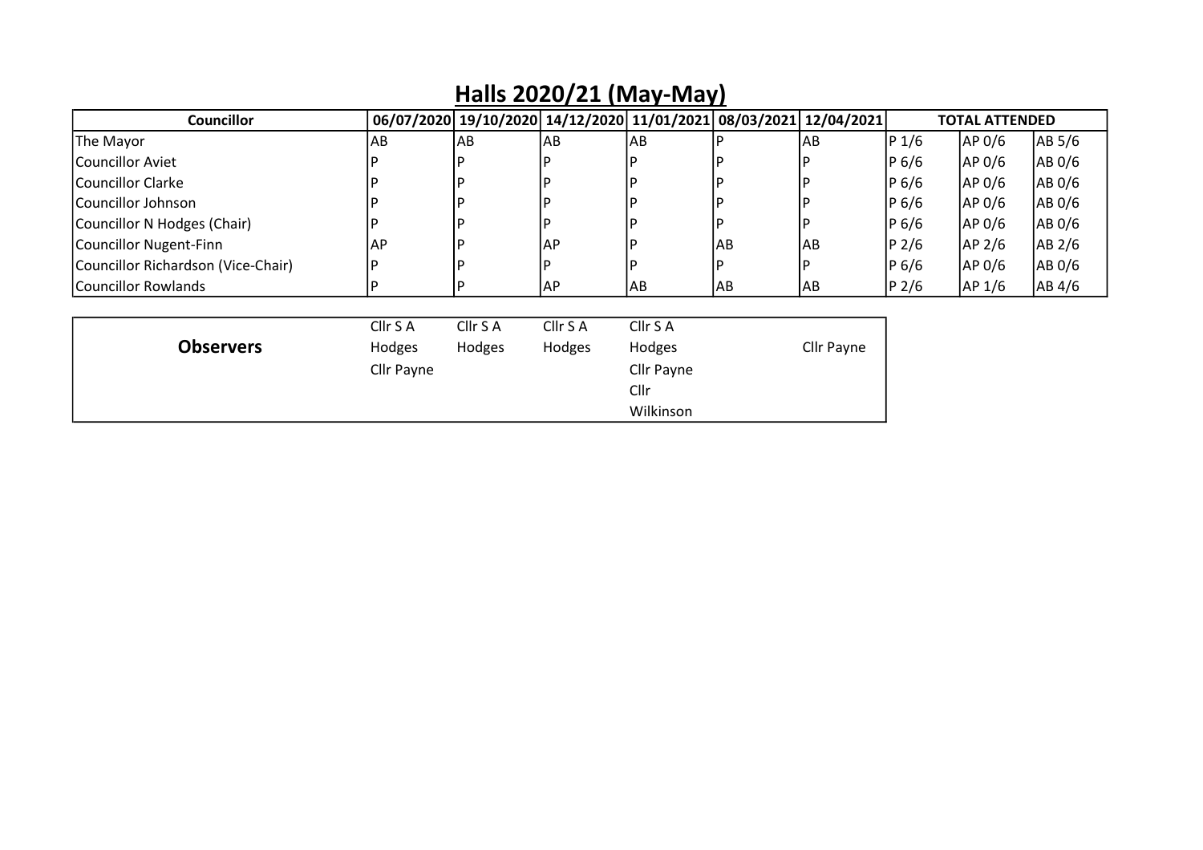## Halls 2020/21 (May-May)

| Councillor | 06/07/2020 | 19/10/2020 | 14/12/2020 | 11/01/2021 | 08/03/2021 | 12/04/2021 | TOTAL ATTENDED | | |
|---|---|---|---|---|---|---|---|---|---|
| The Mayor | AB | AB | AB | AB | P | AB | P 1/6 | AP 0/6 | AB 5/6 |
| Councillor Aviet | P | P | P | P | P | P | P 6/6 | AP 0/6 | AB 0/6 |
| Councillor Clarke | P | P | P | P | P | P | P 6/6 | AP 0/6 | AB 0/6 |
| Councillor Johnson | P | P | P | P | P | P | P 6/6 | AP 0/6 | AB 0/6 |
| Councillor N Hodges (Chair) | P | P | P | P | P | P | P 6/6 | AP 0/6 | AB 0/6 |
| Councillor Nugent-Finn | AP | P | AP | P | AB | AB | P 2/6 | AP 2/6 | AB 2/6 |
| Councillor Richardson (Vice-Chair) | P | P | P | P | P | P | P 6/6 | AP 0/6 | AB 0/6 |
| Councillor Rowlands | P | P | AP | AB | AB | AB | P 2/6 | AP 1/6 | AB 4/6 |

| | 06/07/2020 | 19/10/2020 | 14/12/2020 | 11/01/2021 | 08/03/2021 | 12/04/2021 |
|---|---|---|---|---|---|---|
| **Observers** | Cllr S A Hodges, Cllr Payne | Cllr S A Hodges | Cllr S A Hodges | Cllr S A Hodges, Cllr Payne, Cllr Wilkinson | | Cllr Payne |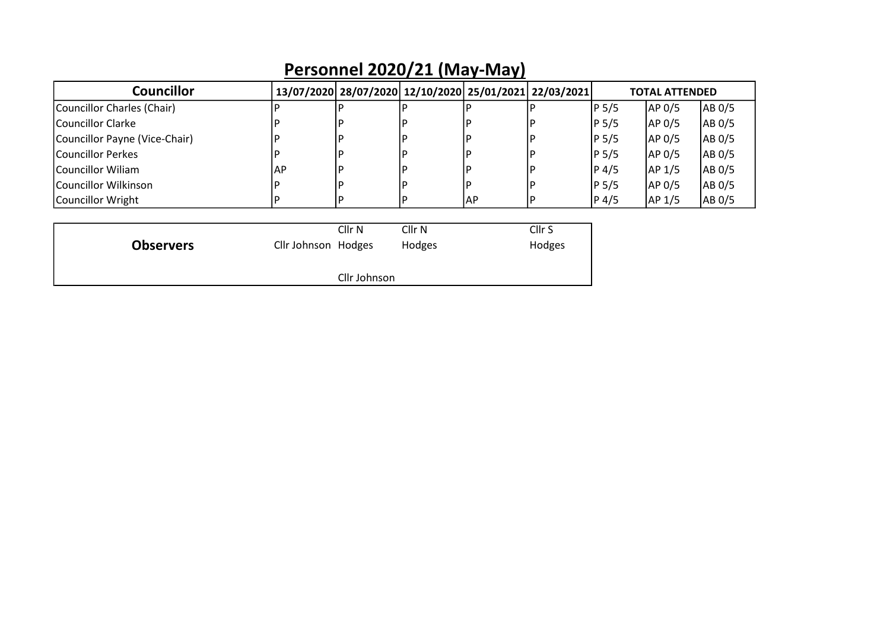# Personnel 2020/21 (May-May)

| Councillor | 13/07/2020 | 28/07/2020 | 12/10/2020 | 25/01/2021 | 22/03/2021 | TOTAL ATTENDED | | |
|---|---|---|---|---|---|---|---|---|
| Councillor Charles (Chair) | P | P | P | P | P | P 5/5 | AP 0/5 | AB 0/5 |
| Councillor Clarke | P | P | P | P | P | P 5/5 | AP 0/5 | AB 0/5 |
| Councillor Payne (Vice-Chair) | P | P | P | P | P | P 5/5 | AP 0/5 | AB 0/5 |
| Councillor Perkes | P | P | P | P | P | P 5/5 | AP 0/5 | AB 0/5 |
| Councillor Wiliam | AP | P | P | P | P | P 4/5 | AP 1/5 | AB 0/5 |
| Councillor Wilkinson | P | P | P | P | P | P 5/5 | AP 0/5 | AB 0/5 |
| Councillor Wright | P | P | P | AP | P | P 4/5 | AP 1/5 | AB 0/5 |

| Observers | 13/07/2020 | 28/07/2020 | 12/10/2020 | 25/01/2021 | 22/03/2021 |
|---|---|---|---|---|---|
| | Cllr Johnson | Cllr N Hodges<br>Cllr Johnson | Cllr N Hodges | | Cllr S Hodges |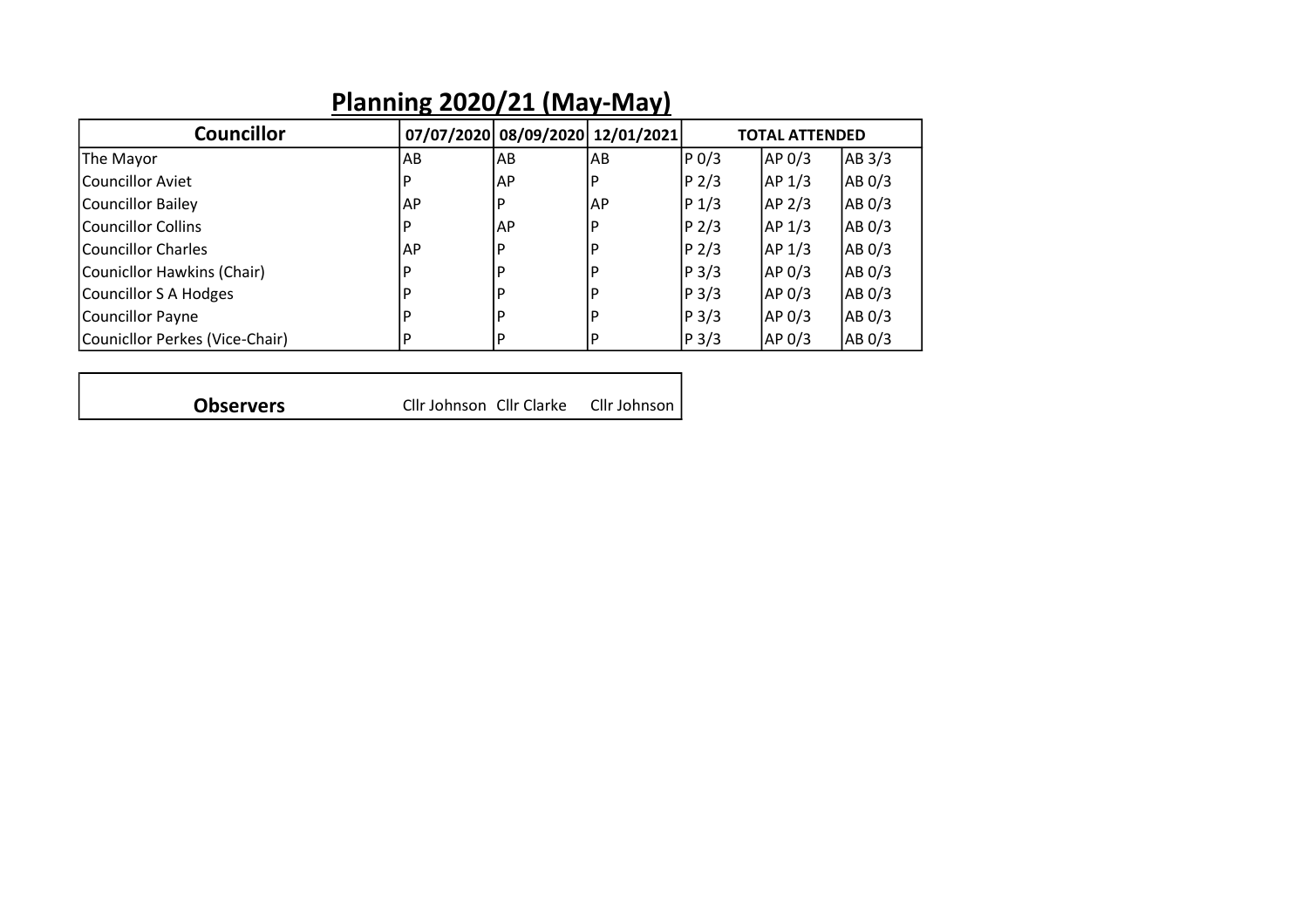## Planning 2020/21 (May-May)

| Councillor | 07/07/2020 | 08/09/2020 | 12/01/2021 | TOTAL ATTENDED | | |
|---|---|---|---|---|---|---|
| The Mayor | AB | AB | AB | P 0/3 | AP 0/3 | AB 3/3 |
| Councillor Aviet | P | AP | P | P 2/3 | AP 1/3 | AB 0/3 |
| Councillor Bailey | AP | P | AP | P 1/3 | AP 2/3 | AB 0/3 |
| Councillor Collins | P | AP | P | P 2/3 | AP 1/3 | AB 0/3 |
| Councillor Charles | AP | P | P | P 2/3 | AP 1/3 | AB 0/3 |
| Counicllor Hawkins (Chair) | P | P | P | P 3/3 | AP 0/3 | AB 0/3 |
| Councillor S A Hodges | P | P | P | P 3/3 | AP 0/3 | AB 0/3 |
| Councillor Payne | P | P | P | P 3/3 | AP 0/3 | AB 0/3 |
| Counicllor Perkes (Vice-Chair) | P | P | P | P 3/3 | AP 0/3 | AB 0/3 |

| **Observers** | Cllr Johnson | Cllr Clarke | Cllr Johnson |
|---|---|---|---|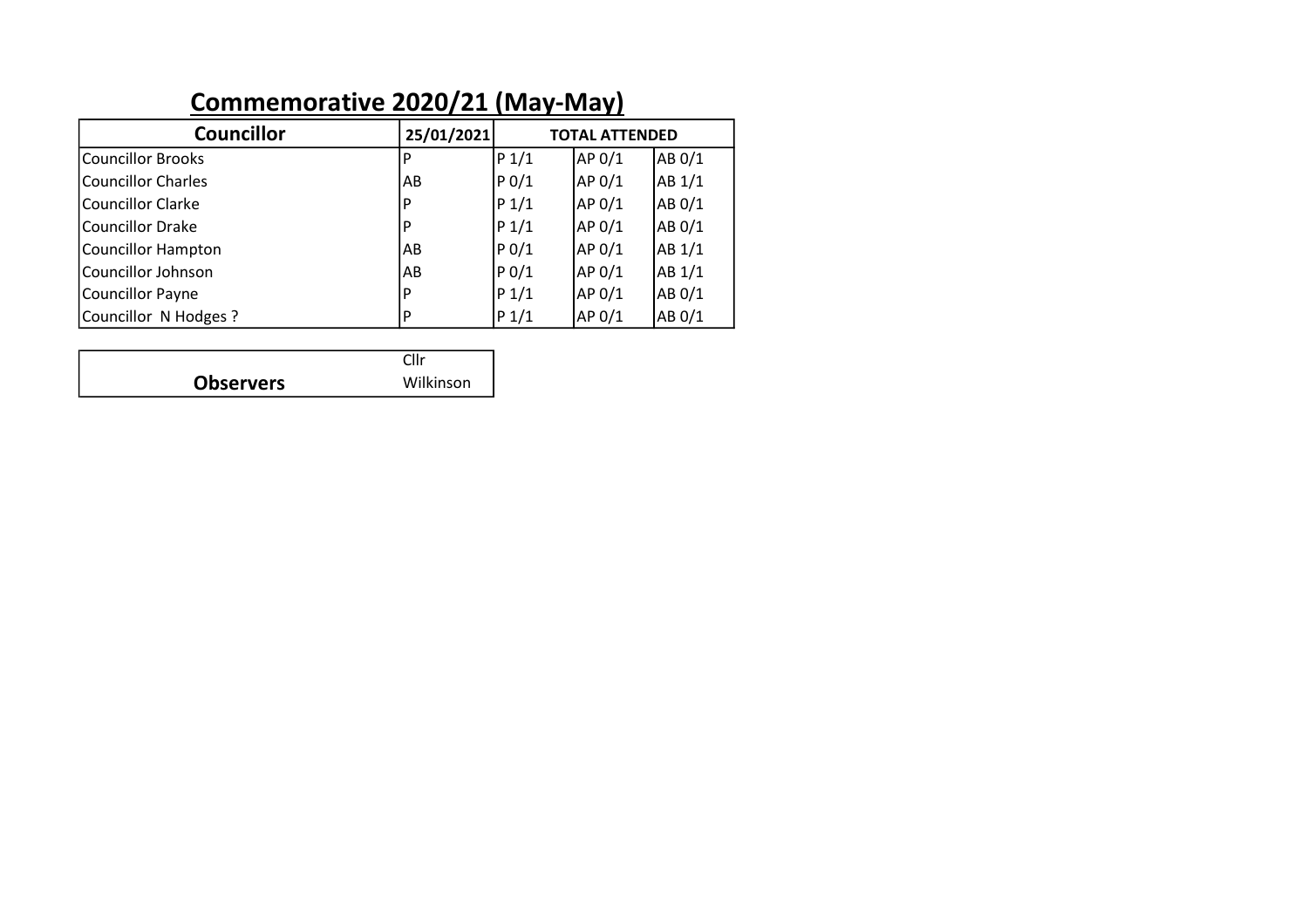# Commemorative 2020/21 (May-May)

| Councillor | 25/01/2021 | TOTAL ATTENDED | | |
|---|---|---|---|---|
| Councillor Brooks | P | P 1/1 | AP 0/1 | AB 0/1 |
| Councillor Charles | AB | P 0/1 | AP 0/1 | AB 1/1 |
| Councillor Clarke | P | P 1/1 | AP 0/1 | AB 0/1 |
| Councillor Drake | P | P 1/1 | AP 0/1 | AB 0/1 |
| Councillor Hampton | AB | P 0/1 | AP 0/1 | AB 1/1 |
| Councillor Johnson | AB | P 0/1 | AP 0/1 | AB 1/1 |
| Councillor Payne | P | P 1/1 | AP 0/1 | AB 0/1 |
| Councillor N Hodges ? | P | P 1/1 | AP 0/1 | AB 0/1 |

| Observers | Cllr Wilkinson |
|---|---|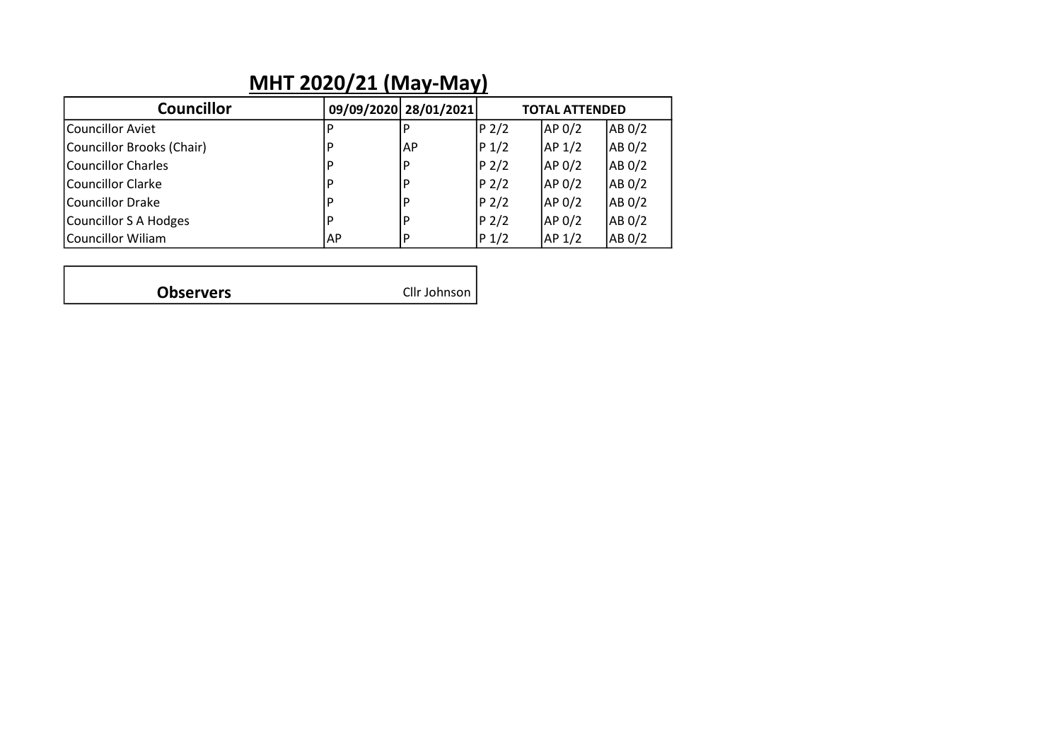# MHT 2020/21 (May-May)

| Councillor | 09/09/2020 | 28/01/2021 | TOTAL ATTENDED | | |
|---|---|---|---|---|---|
| Councillor Aviet | P | P | P 2/2 | AP 0/2 | AB 0/2 |
| Councillor Brooks (Chair) | P | AP | P 1/2 | AP 1/2 | AB 0/2 |
| Councillor Charles | P | P | P 2/2 | AP 0/2 | AB 0/2 |
| Councillor Clarke | P | P | P 2/2 | AP 0/2 | AB 0/2 |
| Councillor Drake | P | P | P 2/2 | AP 0/2 | AB 0/2 |
| Councillor S A Hodges | P | P | P 2/2 | AP 0/2 | AB 0/2 |
| Councillor Wiliam | AP | P | P 1/2 | AP 1/2 | AB 0/2 |

| Observers | Cllr Johnson |
|---|---|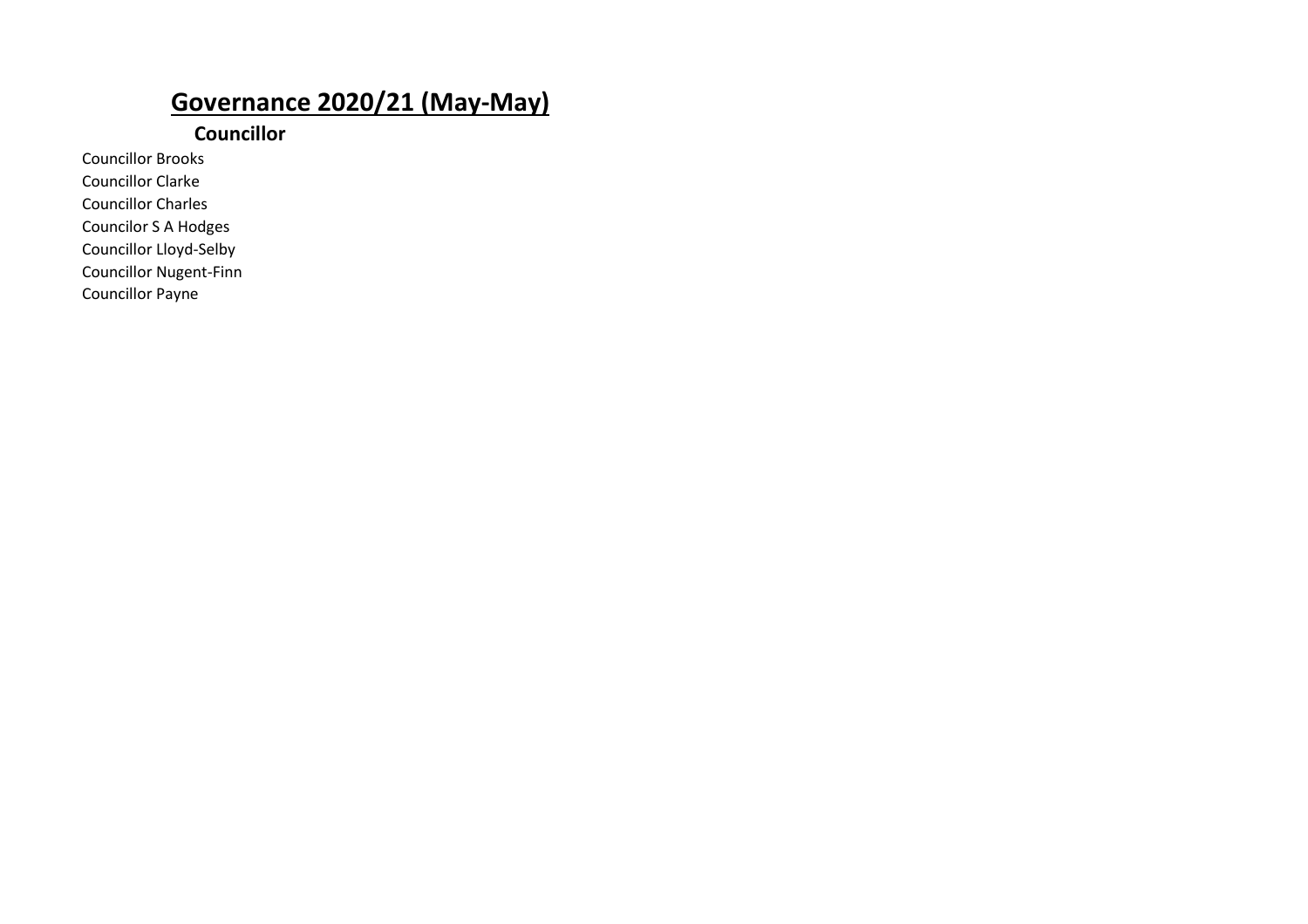# Governance 2020/21 (May-May)

**Councillor**

Councillor Brooks
Councillor Clarke
Councillor Charles
Councilor S A Hodges
Councillor Lloyd-Selby
Councillor Nugent-Finn
Councillor Payne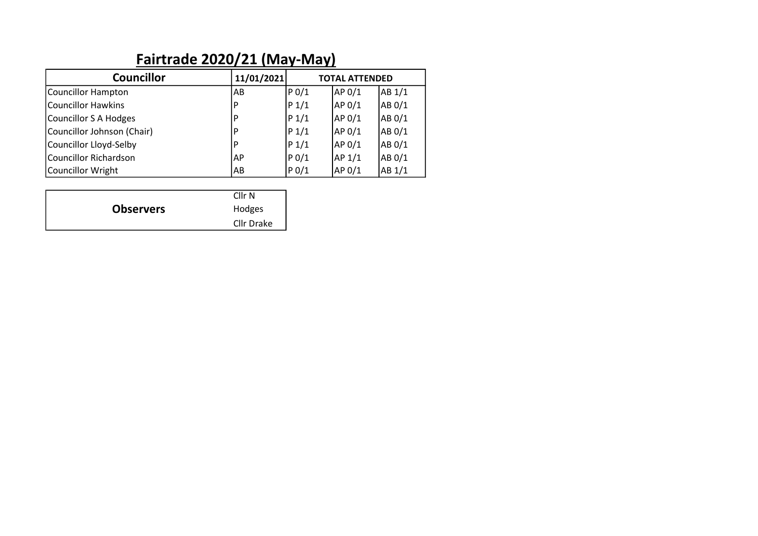## Fairtrade 2020/21 (May-May)

| Councillor | 11/01/2021 | TOTAL ATTENDED | | |
|---|---|---|---|---|
| Councillor Hampton | AB | P 0/1 | AP 0/1 | AB 1/1 |
| Councillor Hawkins | P | P 1/1 | AP 0/1 | AB 0/1 |
| Councillor S A Hodges | P | P 1/1 | AP 0/1 | AB 0/1 |
| Councillor Johnson (Chair) | P | P 1/1 | AP 0/1 | AB 0/1 |
| Councillor Lloyd-Selby | P | P 1/1 | AP 0/1 | AB 0/1 |
| Councillor Richardson | AP | P 0/1 | AP 1/1 | AB 0/1 |
| Councillor Wright | AB | P 0/1 | AP 0/1 | AB 1/1 |

| Observers | Cllr N Hodges<br>Cllr Drake |
|---|---|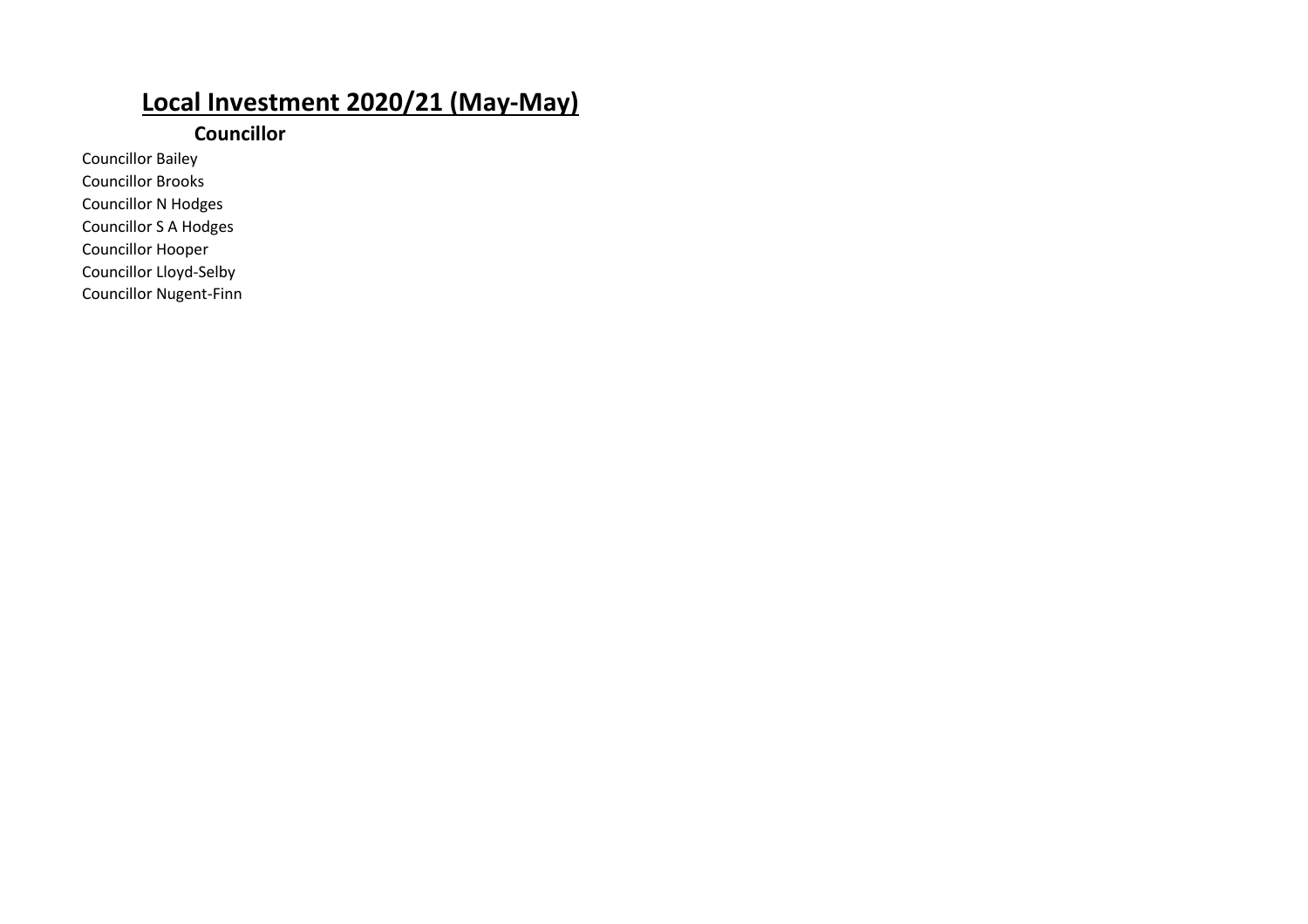# Local Investment 2020/21 (May-May)

| Councillor |
| --- |
| Councillor Bailey |
| Councillor Brooks |
| Councillor N Hodges |
| Councillor S A Hodges |
| Councillor Hooper |
| Councillor Lloyd-Selby |
| Councillor Nugent-Finn |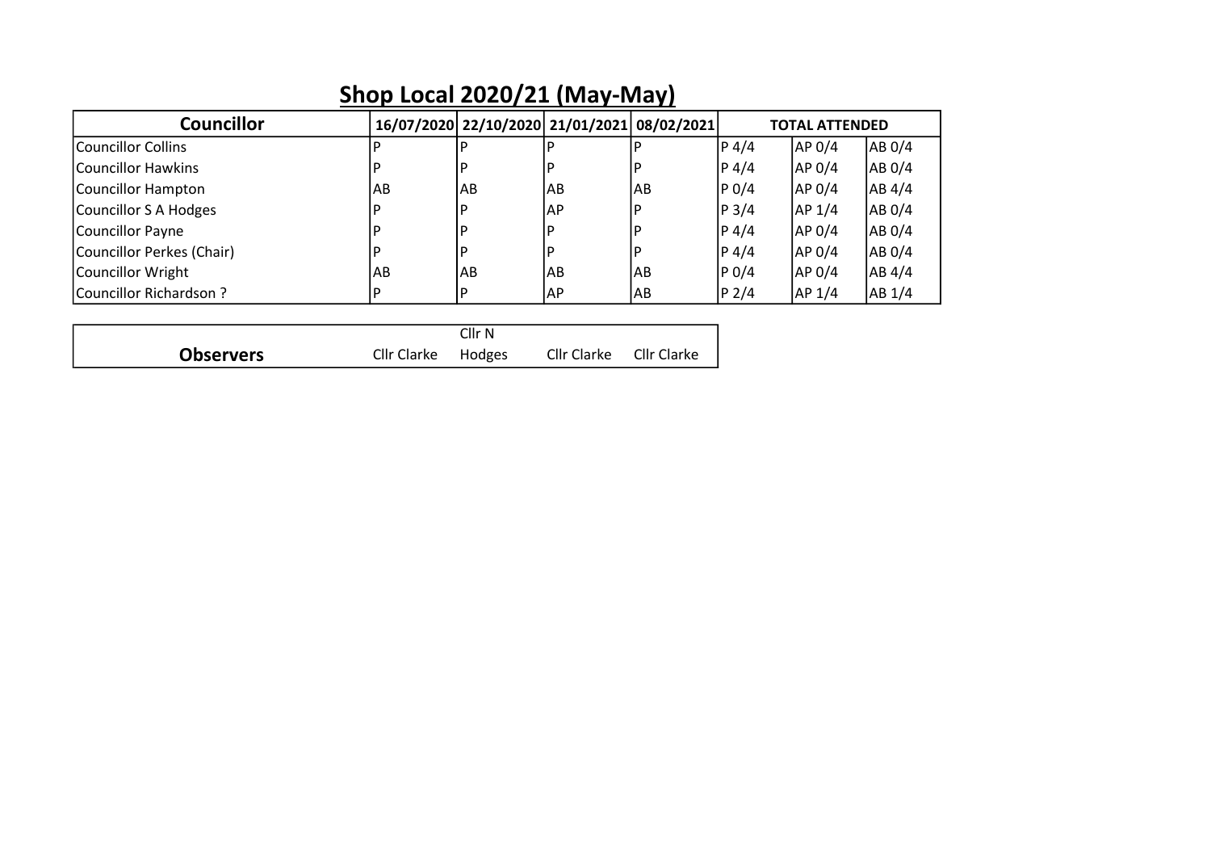# Shop Local 2020/21 (May-May)

| Councillor | 16/07/2020 | 22/10/2020 | 21/01/2021 | 08/02/2021 | TOTAL ATTENDED | | |
|---|---|---|---|---|---|---|---|
| Councillor Collins | P | P | P | P | P 4/4 | AP 0/4 | AB 0/4 |
| Councillor Hawkins | P | P | P | P | P 4/4 | AP 0/4 | AB 0/4 |
| Councillor Hampton | AB | AB | AB | AB | P 0/4 | AP 0/4 | AB 4/4 |
| Councillor S A Hodges | P | P | AP | P | P 3/4 | AP 1/4 | AB 0/4 |
| Councillor Payne | P | P | P | P | P 4/4 | AP 0/4 | AB 0/4 |
| Councillor Perkes (Chair) | P | P | P | P | P 4/4 | AP 0/4 | AB 0/4 |
| Councillor Wright | AB | AB | AB | AB | P 0/4 | AP 0/4 | AB 4/4 |
| Councillor Richardson ? | P | P | AP | AB | P 2/4 | AP 1/4 | AB 1/4 |

| Observers | Cllr Clarke | Cllr N Hodges | Cllr Clarke | Cllr Clarke |
|---|---|---|---|---|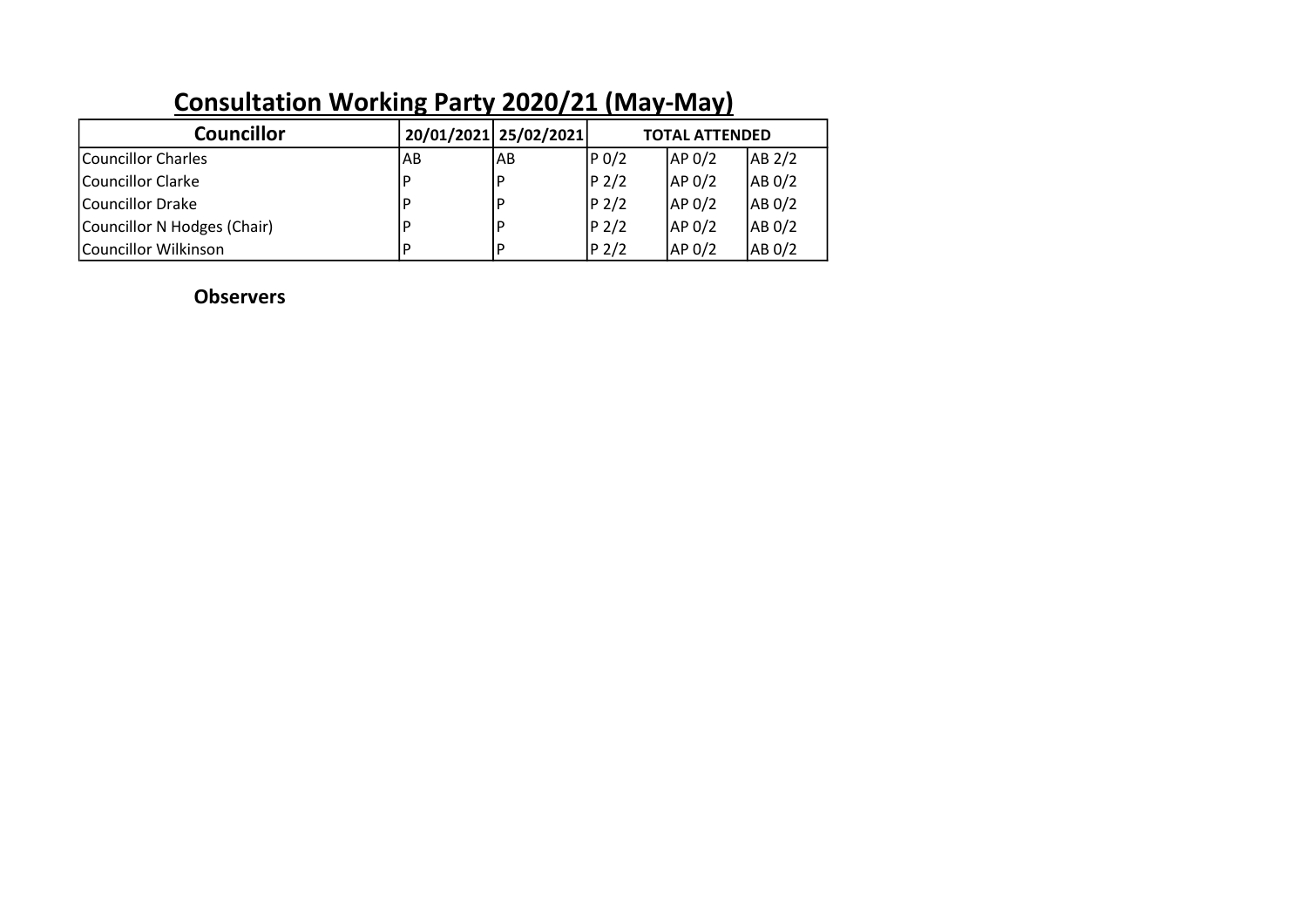# Consultation Working Party 2020/21 (May-May)

| Councillor | 20/01/2021 | 25/02/2021 | TOTAL ATTENDED | | |
|---|---|---|---|---|---|
| Councillor Charles | AB | AB | P 0/2 | AP 0/2 | AB 2/2 |
| Councillor Clarke | P | P | P 2/2 | AP 0/2 | AB 0/2 |
| Councillor Drake | P | P | P 2/2 | AP 0/2 | AB 0/2 |
| Councillor N Hodges (Chair) | P | P | P 2/2 | AP 0/2 | AB 0/2 |
| Councillor Wilkinson | P | P | P 2/2 | AP 0/2 | AB 0/2 |

**Observers**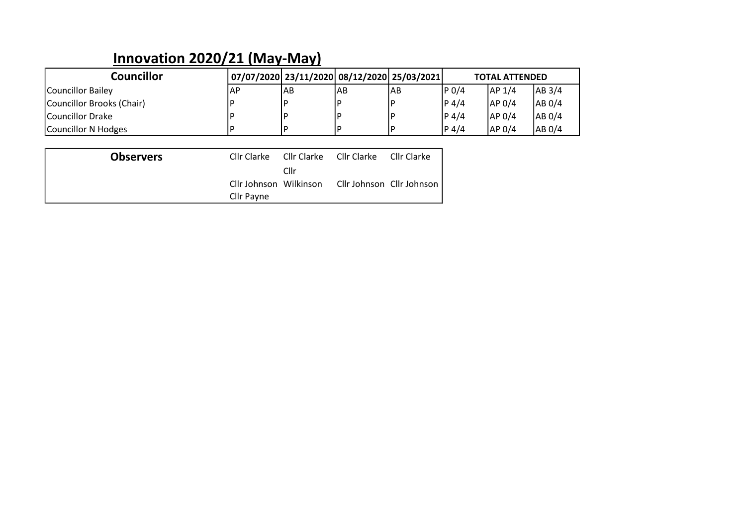## Innovation 2020/21 (May-May)

| Councillor | 07/07/2020 | 23/11/2020 | 08/12/2020 | 25/03/2021 | TOTAL ATTENDED | | |
|---|---|---|---|---|---|---|---|
| Councillor Bailey | AP | AB | AB | AB | P 0/4 | AP 1/4 | AB 3/4 |
| Councillor Brooks (Chair) | P | P | P | P | P 4/4 | AP 0/4 | AB 0/4 |
| Councillor Drake | P | P | P | P | P 4/4 | AP 0/4 | AB 0/4 |
| Councillor N Hodges | P | P | P | P | P 4/4 | AP 0/4 | AB 0/4 |

| Observers | | | | |
|---|---|---|---|---|
| | Cllr Clarke | Cllr Clarke | Cllr Clarke | Cllr Clarke |
| | Cllr Johnson | Cllr Wilkinson | Cllr Johnson | Cllr Johnson |
| | Cllr Payne | | | |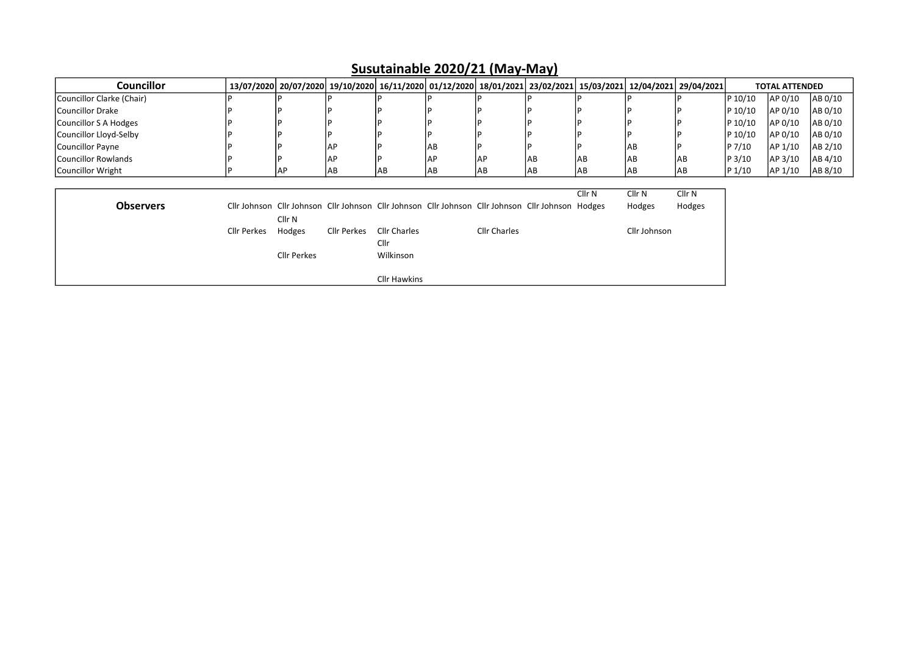# Susutainable 2020/21 (May-May)

| Councillor | 13/07/2020 | 20/07/2020 | 19/10/2020 | 16/11/2020 | 01/12/2020 | 18/01/2021 | 23/02/2021 | 15/03/2021 | 12/04/2021 | 29/04/2021 | TOTAL ATTENDED | | |
|---|---|---|---|---|---|---|---|---|---|---|---|---|---|
| Councillor Clarke (Chair) | P | P | P | P | P | P | P | P | P | P | P 10/10 | AP 0/10 | AB 0/10 |
| Councillor Drake | P | P | P | P | P | P | P | P | P | P | P 10/10 | AP 0/10 | AB 0/10 |
| Councillor S A Hodges | P | P | P | P | P | P | P | P | P | P | P 10/10 | AP 0/10 | AB 0/10 |
| Councillor Lloyd-Selby | P | P | P | P | P | P | P | P | P | P | P 10/10 | AP 0/10 | AB 0/10 |
| Councillor Payne | P | P | AP | P | AB | P | P | P | AB | P | P 7/10 | AP 1/10 | AB 2/10 |
| Councillor Rowlands | P | P | AP | P | AP | AP | AB | AB | AB | AB | P 3/10 | AP 3/10 | AB 4/10 |
| Councillor Wright | P | AP | AB | AB | AB | AB | AB | AB | AB | AB | P 1/10 | AP 1/10 | AB 8/10 |

| Observers | 13/07/2020 | 20/07/2020 | 19/10/2020 | 16/11/2020 | 01/12/2020 | 18/01/2021 | 23/02/2021 | 15/03/2021 | 12/04/2021 | 29/04/2021 |
|---|---|---|---|---|---|---|---|---|---|---|
| | Cllr Johnson | Cllr Johnson | Cllr Johnson | Cllr Johnson | Cllr Johnson | Cllr Johnson | Cllr Johnson | Cllr N Hodges | Cllr N Hodges | Cllr N Hodges |
| | Cllr Perkes | Cllr N Hodges | Cllr Perkes | Cllr Charles | | Cllr Charles | | | Cllr Johnson | |
| | | Cllr Perkes | | Cllr Wilkinson | | | | | | |
| | | | | Cllr Hawkins | | | | | | |